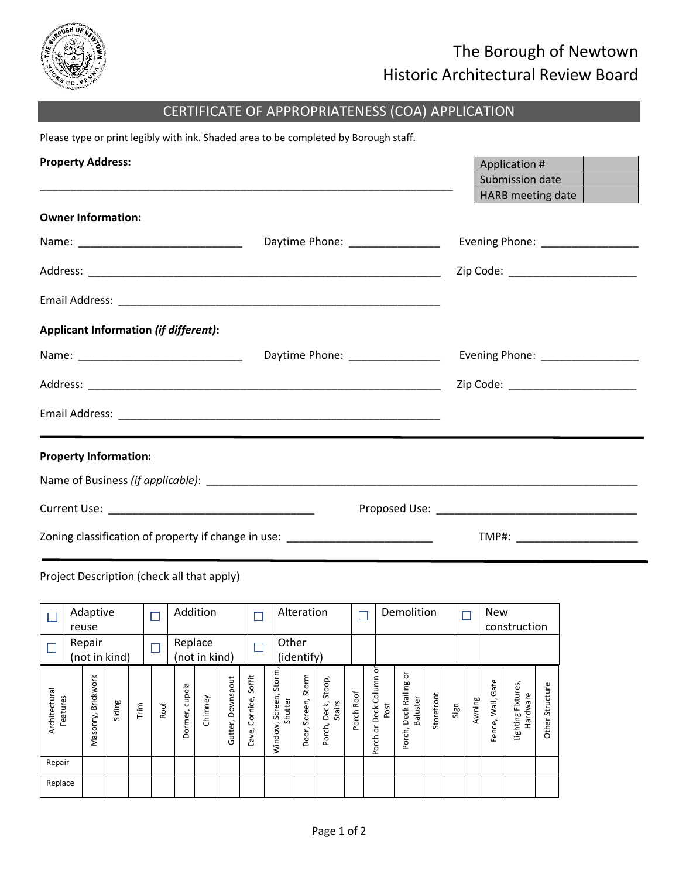# The Borough of Newtown
## Historic Architectural Review Board

## CERTIFICATE OF APPROPRIATENESS (COA) APPLICATION

Please type or print legibly with ink. Shaded area to be completed by Borough staff.

**Property Address:**

_______________________________________________________________________

| Application # | |
|---|---|
| Submission date | |
| HARB meeting date | |

**Owner Information:**

Name: ___________________________ Daytime Phone: _______________ Evening Phone: ________________

Address: ____________________________________________________________ Zip Code: _____________________

Email Address: ______________________________________________________

**Applicant Information *(if different)*:**

Name: ___________________________ Daytime Phone: _______________ Evening Phone: ________________

Address: ____________________________________________________________ Zip Code: _____________________

Email Address: ______________________________________________________

**Property Information:**

Name of Business *(if applicable)*: __________________________________________________________________________

Current Use: __________________________________ Proposed Use: _________________________________

Zoning classification of property if change in use: ________________________ TMP#: ____________________

Project Description (check all that apply)

| ☐ | Adaptive reuse | ☐ | Addition | ☐ | Alteration | ☐ | Demolition | ☐ | New construction |
|---|---|---|---|---|---|---|---|---|---|
| ☐ | Repair (not in kind) | ☐ | Replace (not in kind) | ☐ | Other (identify) | | | | |

| Architectural Features | Masonry, Brickwork | Siding | Trim | Roof | Dormer, cupola | Chimney | Gutter, Downspout | Eave, Cornice, Soffit | Window, Screen, Storm, Shutter | Door, Screen, Storm | Porch, Deck, Stoop, Stairs | Porch Roof | Porch or Deck Column or Post | Porch, Deck Railing or Baluster | Storefront | Sign | Awning | Fence, Wall, Gate | Lighting Fixtures, Hardware | Other Structure |
|---|---|---|---|---|---|---|---|---|---|---|---|---|---|---|---|---|---|---|---|---|
| Repair | | | | | | | | | | | | | | | | | | | | |
| Replace | | | | | | | | | | | | | | | | | | | | |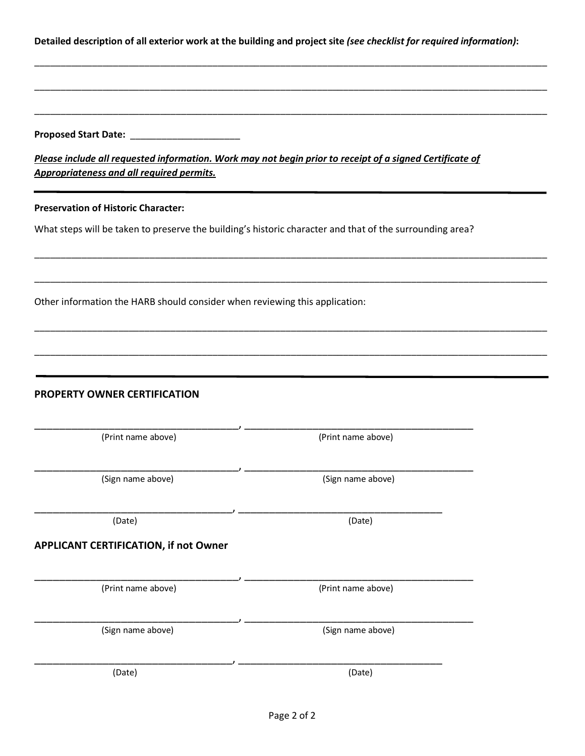**Detailed description of all exterior work at the building and project site** ***(see checklist for required information)*****:**

_______________________________________________________________________________

_______________________________________________________________________________

_______________________________________________________________________________

**Proposed Start Date:** ____________________

***<u>Please include all requested information. Work may not begin prior to receipt of a signed Certificate of Appropriateness and all required permits.</u>***

---

**Preservation of Historic Character:**

What steps will be taken to preserve the building's historic character and that of the surrounding area?

_______________________________________________________________________________

_______________________________________________________________________________

Other information the HARB should consider when reviewing this application:

_______________________________________________________________________________

_______________________________________________________________________________

---

## PROPERTY OWNER CERTIFICATION

______________________________, ______________________________

(Print name above) (Print name above)

______________________________, ______________________________

(Sign name above) (Sign name above)

______________________________, ______________________________

(Date) (Date)

## APPLICANT CERTIFICATION, if not Owner

______________________________, ______________________________

(Print name above) (Print name above)

______________________________, ______________________________

(Sign name above) (Sign name above)

______________________________, ______________________________

(Date) (Date)